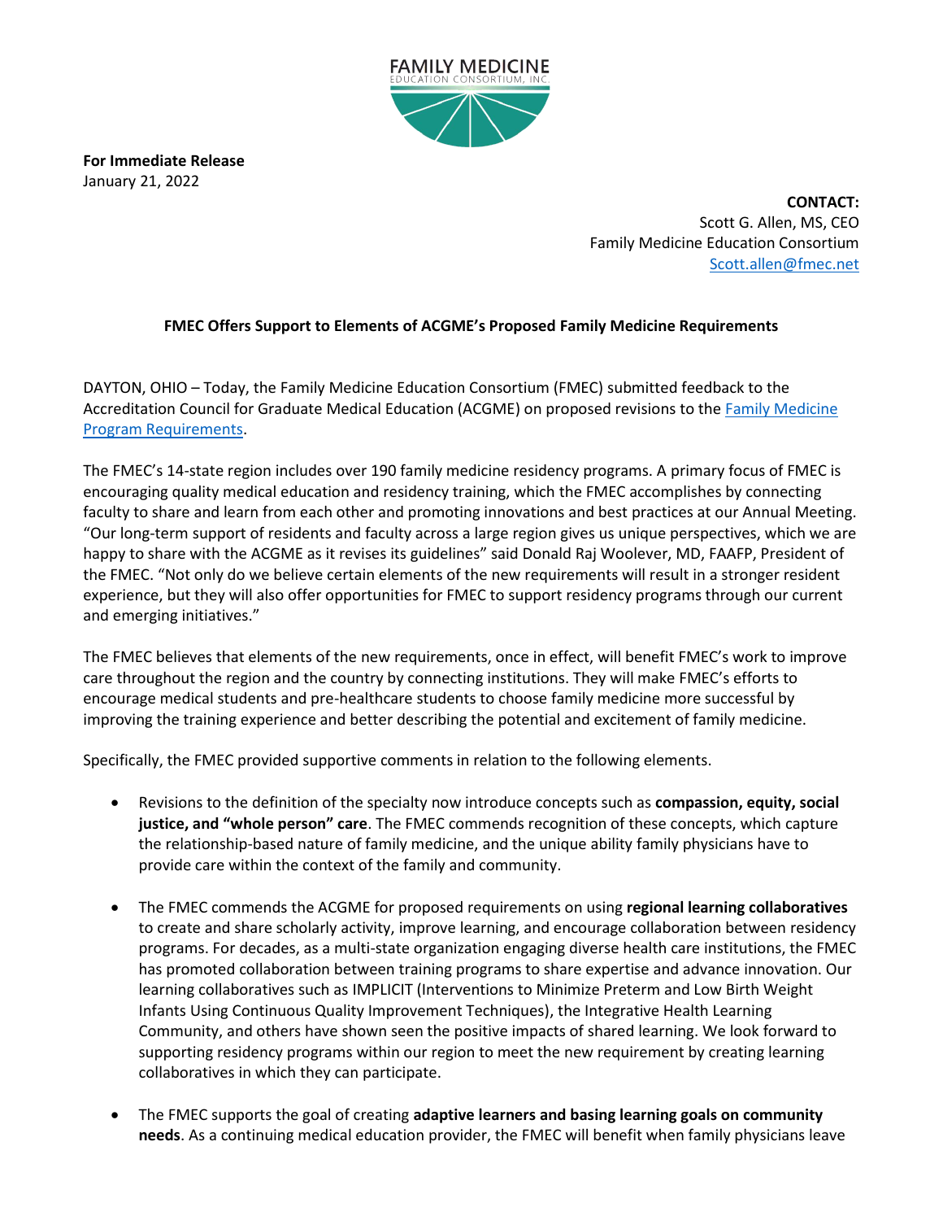FAMILY MEDICINE
EDUCATION CONSORTIUM, INC.

**For Immediate Release**
January 21, 2022

**CONTACT:**
Scott G. Allen, MS, CEO
Family Medicine Education Consortium
Scott.allen@fmec.net

**FMEC Offers Support to Elements of ACGME's Proposed Family Medicine Requirements**

DAYTON, OHIO – Today, the Family Medicine Education Consortium (FMEC) submitted feedback to the Accreditation Council for Graduate Medical Education (ACGME) on proposed revisions to the Family Medicine Program Requirements.

The FMEC's 14-state region includes over 190 family medicine residency programs. A primary focus of FMEC is encouraging quality medical education and residency training, which the FMEC accomplishes by connecting faculty to share and learn from each other and promoting innovations and best practices at our Annual Meeting. "Our long-term support of residents and faculty across a large region gives us unique perspectives, which we are happy to share with the ACGME as it revises its guidelines" said Donald Raj Woolever, MD, FAAFP, President of the FMEC. "Not only do we believe certain elements of the new requirements will result in a stronger resident experience, but they will also offer opportunities for FMEC to support residency programs through our current and emerging initiatives."

The FMEC believes that elements of the new requirements, once in effect, will benefit FMEC's work to improve care throughout the region and the country by connecting institutions. They will make FMEC's efforts to encourage medical students and pre-healthcare students to choose family medicine more successful by improving the training experience and better describing the potential and excitement of family medicine.

Specifically, the FMEC provided supportive comments in relation to the following elements.

- Revisions to the definition of the specialty now introduce concepts such as **compassion, equity, social justice, and "whole person" care**. The FMEC commends recognition of these concepts, which capture the relationship-based nature of family medicine, and the unique ability family physicians have to provide care within the context of the family and community.

- The FMEC commends the ACGME for proposed requirements on using **regional learning collaboratives** to create and share scholarly activity, improve learning, and encourage collaboration between residency programs. For decades, as a multi-state organization engaging diverse health care institutions, the FMEC has promoted collaboration between training programs to share expertise and advance innovation. Our learning collaboratives such as IMPLICIT (Interventions to Minimize Preterm and Low Birth Weight Infants Using Continuous Quality Improvement Techniques), the Integrative Health Learning Community, and others have shown seen the positive impacts of shared learning. We look forward to supporting residency programs within our region to meet the new requirement by creating learning collaboratives in which they can participate.

- The FMEC supports the goal of creating **adaptive learners and basing learning goals on community needs**. As a continuing medical education provider, the FMEC will benefit when family physicians leave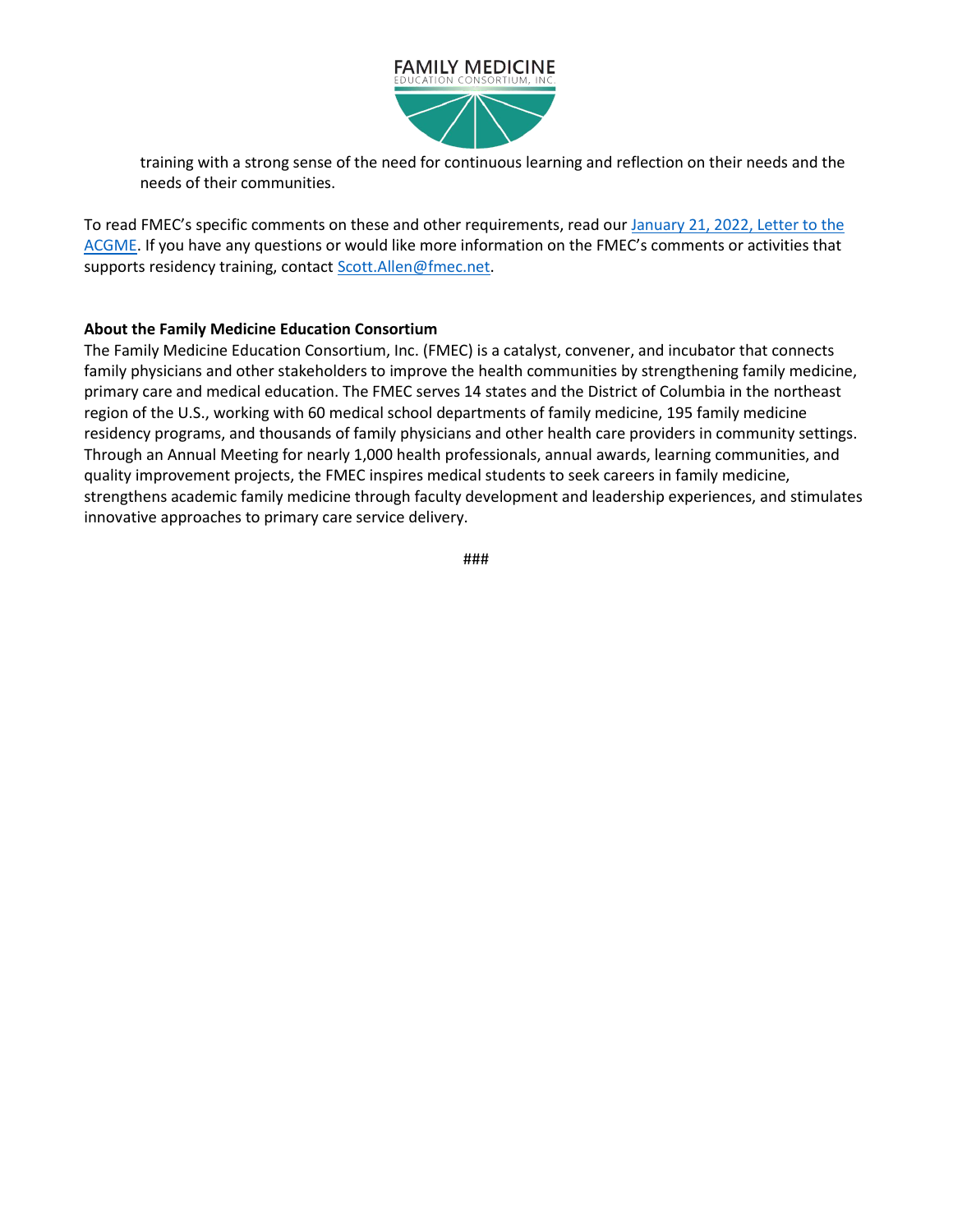training with a strong sense of the need for continuous learning and reflection on their needs and the needs of their communities.

To read FMEC's specific comments on these and other requirements, read our January 21, 2022, Letter to the ACGME. If you have any questions or would like more information on the FMEC's comments or activities that supports residency training, contact Scott.Allen@fmec.net.

**About the Family Medicine Education Consortium**

The Family Medicine Education Consortium, Inc. (FMEC) is a catalyst, convener, and incubator that connects family physicians and other stakeholders to improve the health communities by strengthening family medicine, primary care and medical education. The FMEC serves 14 states and the District of Columbia in the northeast region of the U.S., working with 60 medical school departments of family medicine, 195 family medicine residency programs, and thousands of family physicians and other health care providers in community settings. Through an Annual Meeting for nearly 1,000 health professionals, annual awards, learning communities, and quality improvement projects, the FMEC inspires medical students to seek careers in family medicine, strengthens academic family medicine through faculty development and leadership experiences, and stimulates innovative approaches to primary care service delivery.

###